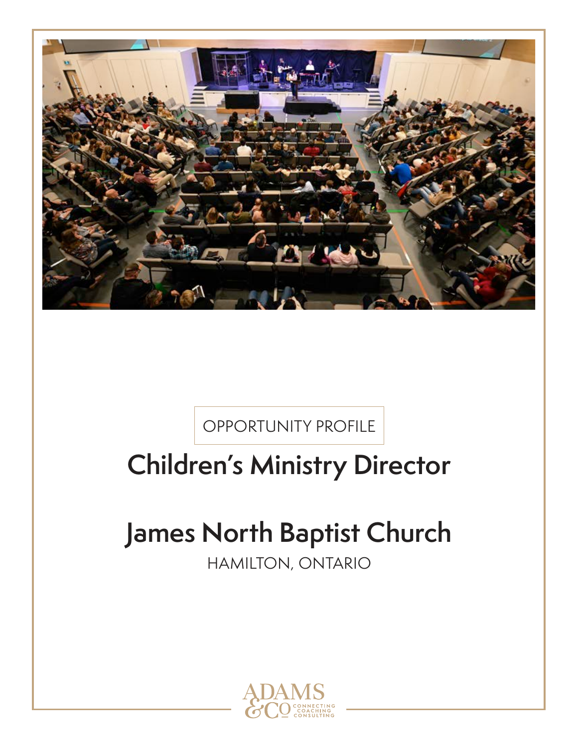OPPORTUNITY PROFILE

# Children's Ministry Director

# James North Baptist Church

HAMILTON, ONTARIO

ADAMS & CO
CONNECTING
COACHING
CONSULTING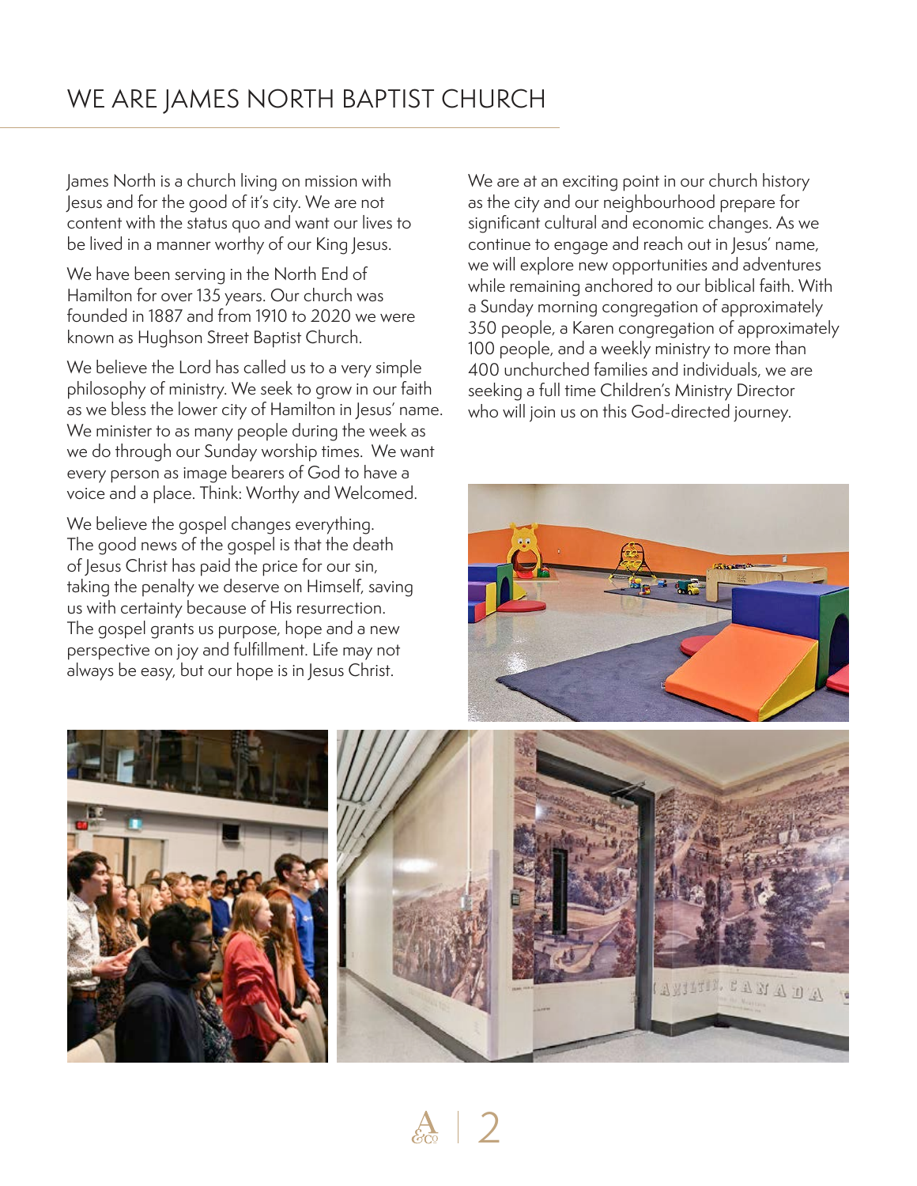# WE ARE JAMES NORTH BAPTIST CHURCH

James North is a church living on mission with Jesus and for the good of it's city. We are not content with the status quo and want our lives to be lived in a manner worthy of our King Jesus.

We have been serving in the North End of Hamilton for over 135 years. Our church was founded in 1887 and from 1910 to 2020 we were known as Hughson Street Baptist Church.

We believe the Lord has called us to a very simple philosophy of ministry. We seek to grow in our faith as we bless the lower city of Hamilton in Jesus' name. We minister to as many people during the week as we do through our Sunday worship times. We want every person as image bearers of God to have a voice and a place. Think: Worthy and Welcomed.

We believe the gospel changes everything. The good news of the gospel is that the death of Jesus Christ has paid the price for our sin, taking the penalty we deserve on Himself, saving us with certainty because of His resurrection. The gospel grants us purpose, hope and a new perspective on joy and fulfillment. Life may not always be easy, but our hope is in Jesus Christ.

We are at an exciting point in our church history as the city and our neighbourhood prepare for significant cultural and economic changes. As we continue to engage and reach out in Jesus' name, we will explore new opportunities and adventures while remaining anchored to our biblical faith. With a Sunday morning congregation of approximately 350 people, a Karen congregation of approximately 100 people, and a weekly ministry to more than 400 unchurched families and individuals, we are seeking a full time Children's Ministry Director who will join us on this God-directed journey.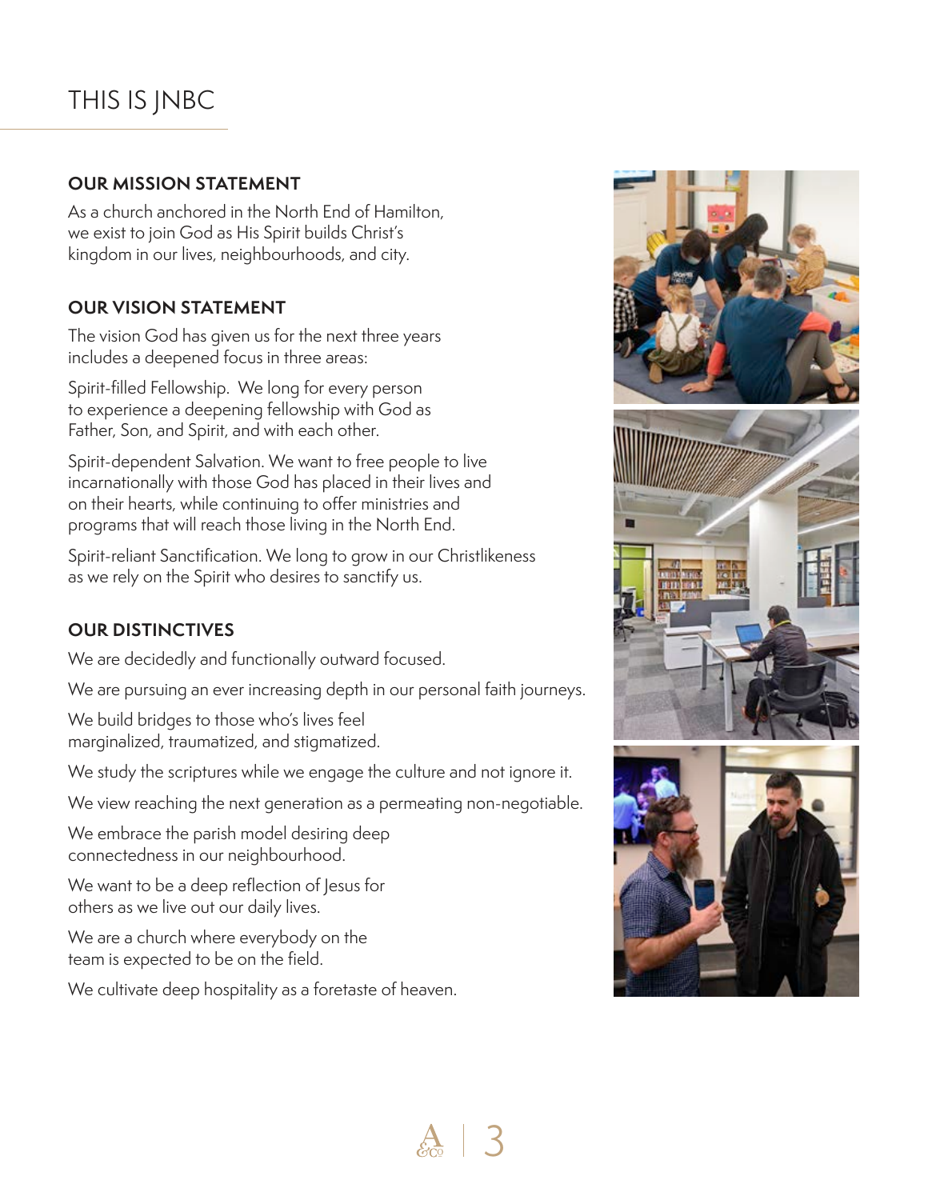# THIS IS JNBC

## OUR MISSION STATEMENT

As a church anchored in the North End of Hamilton, we exist to join God as His Spirit builds Christ's kingdom in our lives, neighbourhoods, and city.

## OUR VISION STATEMENT

The vision God has given us for the next three years includes a deepened focus in three areas:

Spirit-filled Fellowship. We long for every person to experience a deepening fellowship with God as Father, Son, and Spirit, and with each other.

Spirit-dependent Salvation. We want to free people to live incarnationally with those God has placed in their lives and on their hearts, while continuing to offer ministries and programs that will reach those living in the North End.

Spirit-reliant Sanctification. We long to grow in our Christlikeness as we rely on the Spirit who desires to sanctify us.

## OUR DISTINCTIVES

We are decidedly and functionally outward focused.

We are pursuing an ever increasing depth in our personal faith journeys.

We build bridges to those who's lives feel marginalized, traumatized, and stigmatized.

We study the scriptures while we engage the culture and not ignore it.

We view reaching the next generation as a permeating non-negotiable.

We embrace the parish model desiring deep connectedness in our neighbourhood.

We want to be a deep reflection of Jesus for others as we live out our daily lives.

We are a church where everybody on the team is expected to be on the field.

We cultivate deep hospitality as a foretaste of heaven.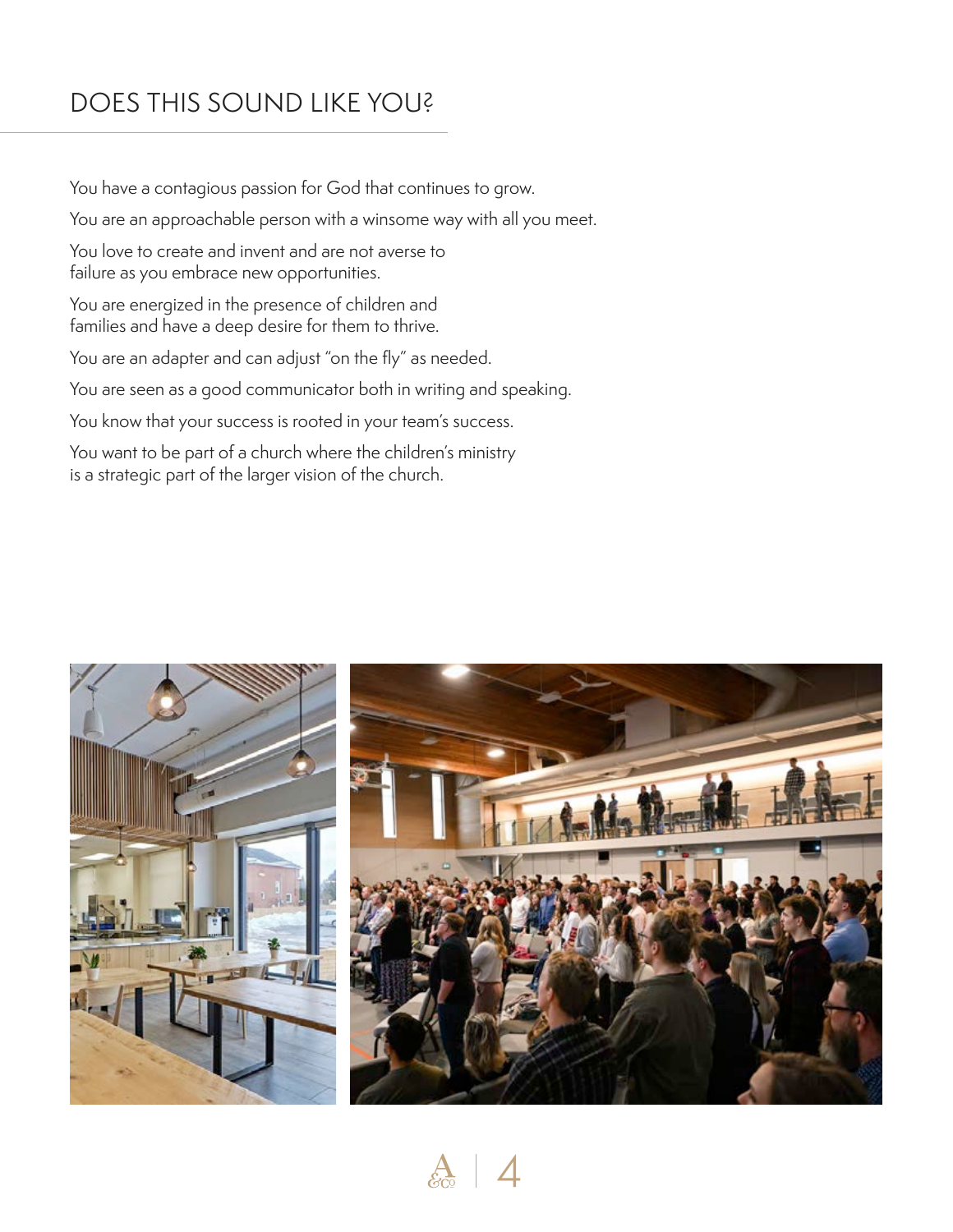## DOES THIS SOUND LIKE YOU?

You have a contagious passion for God that continues to grow.

You are an approachable person with a winsome way with all you meet.

You love to create and invent and are not averse to failure as you embrace new opportunities.

You are energized in the presence of children and families and have a deep desire for them to thrive.

You are an adapter and can adjust "on the fly" as needed.

You are seen as a good communicator both in writing and speaking.

You know that your success is rooted in your team's success.

You want to be part of a church where the children's ministry is a strategic part of the larger vision of the church.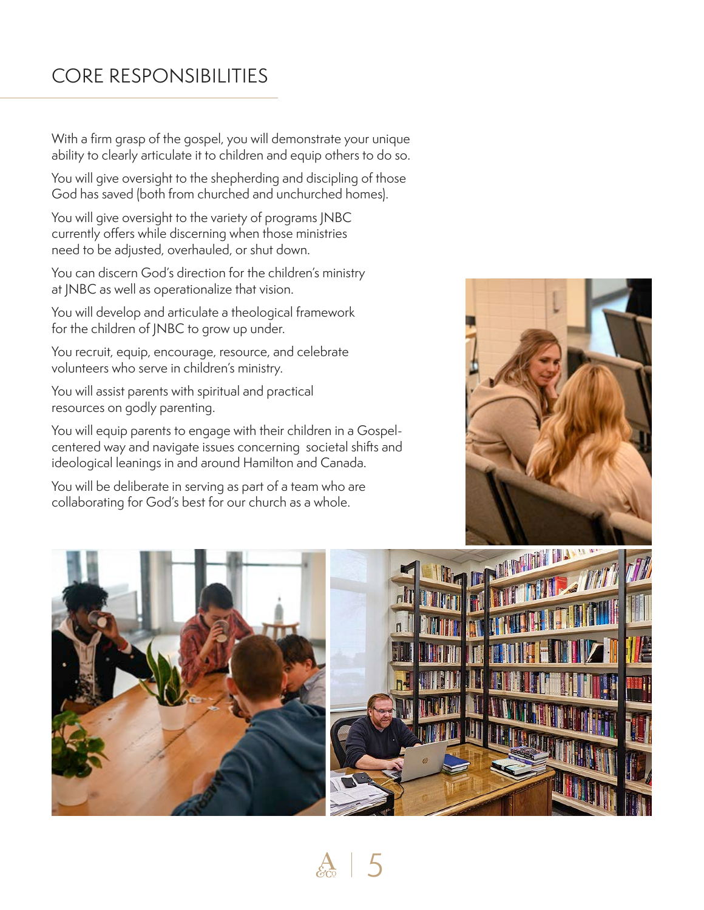## CORE RESPONSIBILITIES

With a firm grasp of the gospel, you will demonstrate your unique ability to clearly articulate it to children and equip others to do so.

You will give oversight to the shepherding and discipling of those God has saved (both from churched and unchurched homes).

You will give oversight to the variety of programs JNBC currently offers while discerning when those ministries need to be adjusted, overhauled, or shut down.

You can discern God's direction for the children's ministry at JNBC as well as operationalize that vision.

You will develop and articulate a theological framework for the children of JNBC to grow up under.

You recruit, equip, encourage, resource, and celebrate volunteers who serve in children's ministry.

You will assist parents with spiritual and practical resources on godly parenting.

You will equip parents to engage with their children in a Gospel-centered way and navigate issues concerning societal shifts and ideological leanings in and around Hamilton and Canada.

You will be deliberate in serving as part of a team who are collaborating for God's best for our church as a whole.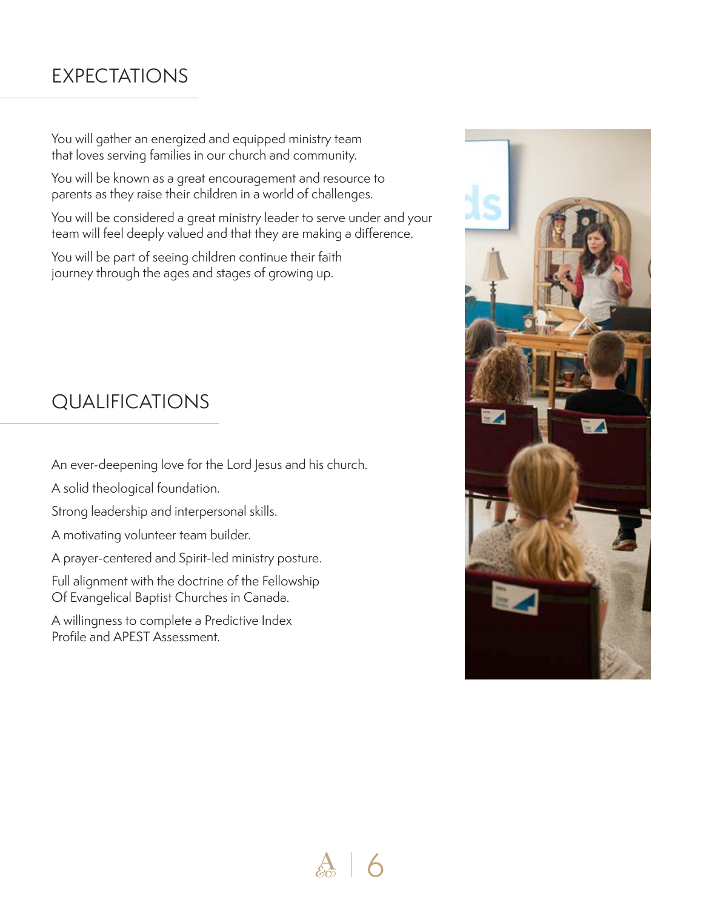## EXPECTATIONS

You will gather an energized and equipped ministry team that loves serving families in our church and community.

You will be known as a great encouragement and resource to parents as they raise their children in a world of challenges.

You will be considered a great ministry leader to serve under and your team will feel deeply valued and that they are making a difference.

You will be part of seeing children continue their faith journey through the ages and stages of growing up.

## QUALIFICATIONS

An ever-deepening love for the Lord Jesus and his church.

A solid theological foundation.

Strong leadership and interpersonal skills.

A motivating volunteer team builder.

A prayer-centered and Spirit-led ministry posture.

Full alignment with the doctrine of the Fellowship Of Evangelical Baptist Churches in Canada.

A willingness to complete a Predictive Index Profile and APEST Assessment.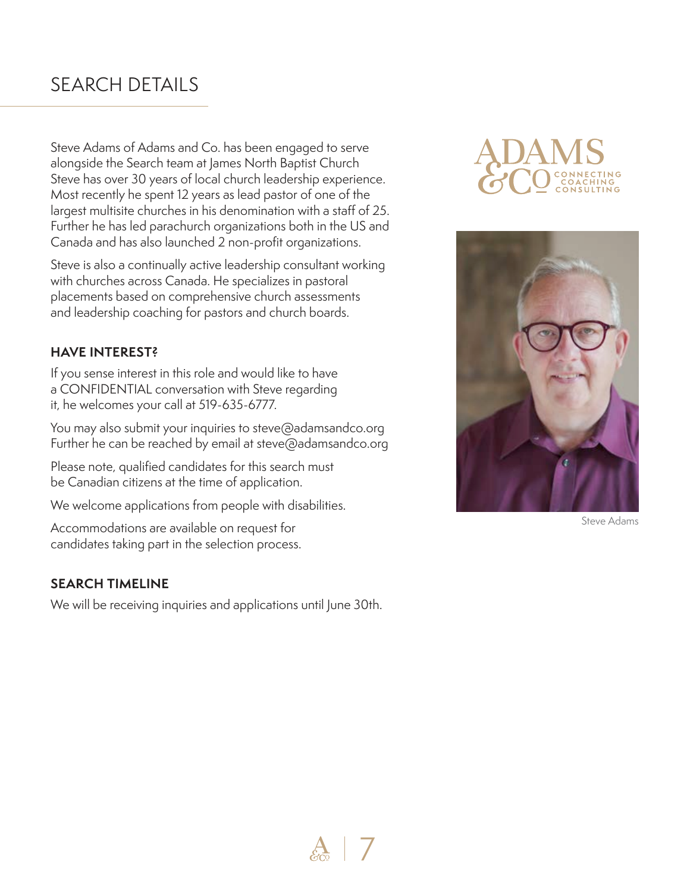# SEARCH DETAILS

Steve Adams of Adams and Co. has been engaged to serve alongside the Search team at James North Baptist Church Steve has over 30 years of local church leadership experience. Most recently he spent 12 years as lead pastor of one of the largest multisite churches in his denomination with a staff of 25. Further he has led parachurch organizations both in the US and Canada and has also launched 2 non-profit organizations.

Steve is also a continually active leadership consultant working with churches across Canada. He specializes in pastoral placements based on comprehensive church assessments and leadership coaching for pastors and church boards.

ADAMS &CO CONNECTING COACHING CONSULTING

Steve Adams

### HAVE INTEREST?

If you sense interest in this role and would like to have a CONFIDENTIAL conversation with Steve regarding it, he welcomes your call at 519-635-6777.

You may also submit your inquiries to steve@adamsandco.org Further he can be reached by email at steve@adamsandco.org

Please note, qualified candidates for this search must be Canadian citizens at the time of application.

We welcome applications from people with disabilities.

Accommodations are available on request for candidates taking part in the selection process.

### SEARCH TIMELINE

We will be receiving inquiries and applications until June 30th.